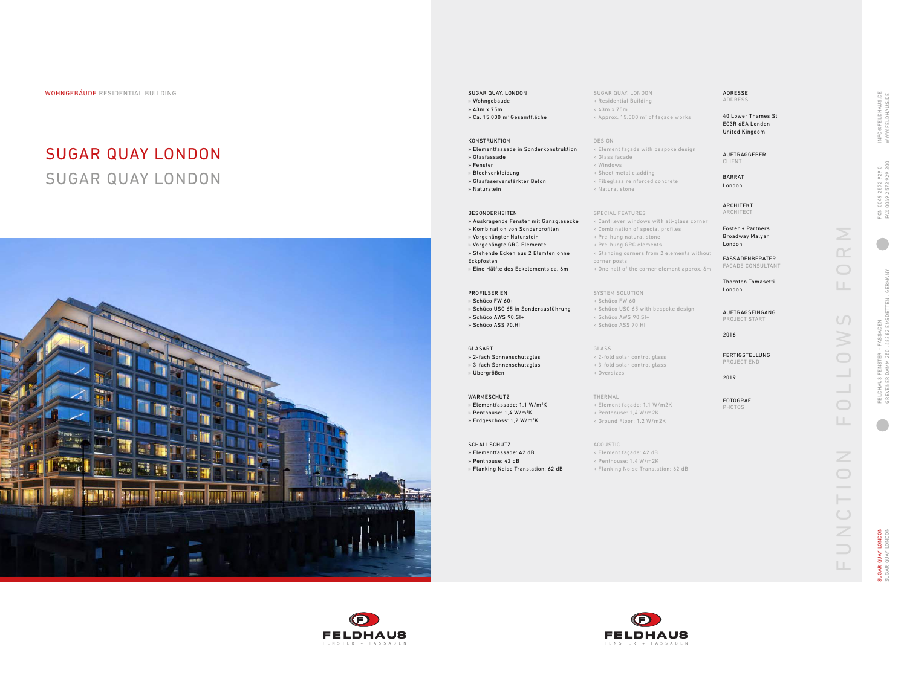WOHNGEBÄUDE RESIDENTIAL BUILDING

# SUGAR QUAY LONDON
## SUGAR QUAY LONDON

| SUGAR QUAY, LONDON | SUGAR QUAY, LONDON |
| --- | --- |
| » Wohngebäude | » Residential Building |
| » 43m x 75m | » 43m x 75m |
| » Ca. 15.000 m² Gesamtfläche | » Approx. 15.000 m² of façade works |

| KONSTRUKTION | DESIGN |
| --- | --- |
| » Elementfassade in Sonderkonstruktion | » Element façade with bespoke design |
| » Glasfassade | » Glass facade |
| » Fenster | » Windows |
| » Blechverkleidung | » Sheet metal cladding |
| » Glasfaserverstärkter Beton | » Fibeglass reinforced concrete |
| » Naturstein | » Natural stone |

| BESONDERHEITEN | SPECIAL FEATURES |
| --- | --- |
| » Auskragende Fenster mit Ganzglasecke | » Cantilever windows with all-glass corner |
| » Kombination von Sonderprofilen | » Combination of special profiles |
| » Vorgehängter Naturstein | » Pre-hung natural stone |
| » Vorgehängte GRC-Elemente | » Pre-hung GRC elements |
| » Stehende Ecken aus 2 Elemten ohne Eckpfosten | » Standing corners from 2 elements without corner posts |
| » Eine Hälfte des Eckelements ca. 6m | » One half of the corner element approx. 6m |

| PROFILSERIEN | SYSTEM SOLUTION |
| --- | --- |
| » Schüco FW 60+ | » Schüco FW 60+ |
| » Schüco USC 65 in Sonderausführung | » Schüco USC 65 with bespoke design |
| » Schüco AWS 90.SI+ | » Schüco AWS 90.SI+ |
| » Schüco ASS 70.HI | » Schüco ASS 70.HI |

| GLASART | GLASS |
| --- | --- |
| » 2-fach Sonnenschutzglas | » 2-fold solar control glass |
| » 3-fach Sonnenschutzglas | » 3-fold solar control glass |
| » Übergrößen | » Oversizes |

| WÄRMESCHUTZ | THERMAL |
| --- | --- |
| » Elementfassade: 1,1 W/m²K | » Element façade: 1,1 W/m2K |
| » Penthouse: 1,4 W/m²K | » Penthouse: 1,4 W/m2K |
| » Erdgeschoss: 1,2 W/m²K | » Ground Floor: 1,2 W/m2K |

| SCHALLSCHUTZ | ACOUSTIC |
| --- | --- |
| » Elementfassade: 42 dB | » Element façade: 42 dB |
| » Penthouse: 42 dB | » Penthouse: 1,4 W/m2K |
| » Flanking Noise Translation: 62 dB | » Flanking Noise Translation: 62 dB |

**ADRESSE** ADDRESS

40 Lower Thames St
EC3R 6EA London
United Kingdom

**AUFTRAGGEBER** CLIENT

BARRAT
London

**ARCHITEKT** ARCHITECT

Foster + Partners
Broadway Malyan
London

**FASSADENBERATER** FACADE CONSULTANT

Thornton Tomasetti
London

**AUFTRAGSEINGANG** PROJECT START

2016

**FERTIGSTELLUNG** PROJECT END

2019

**FOTOGRAF** PHOTOS

-

FUNCTION FOLLOWS FORM

FELDHAUS FENSTER + FASSADEN
GREVENER DAMM 250 · 48282 EMSDETTEN · GERMANY

FON 0049 2572 929 0
FAX 0049 2572 929 200

INFO@FELDHAUS.DE
WWW.FELDHAUS.DE

FELDHAUS
FENSTER + FASSADEN

FELDHAUS
FENSTER + FASSADEN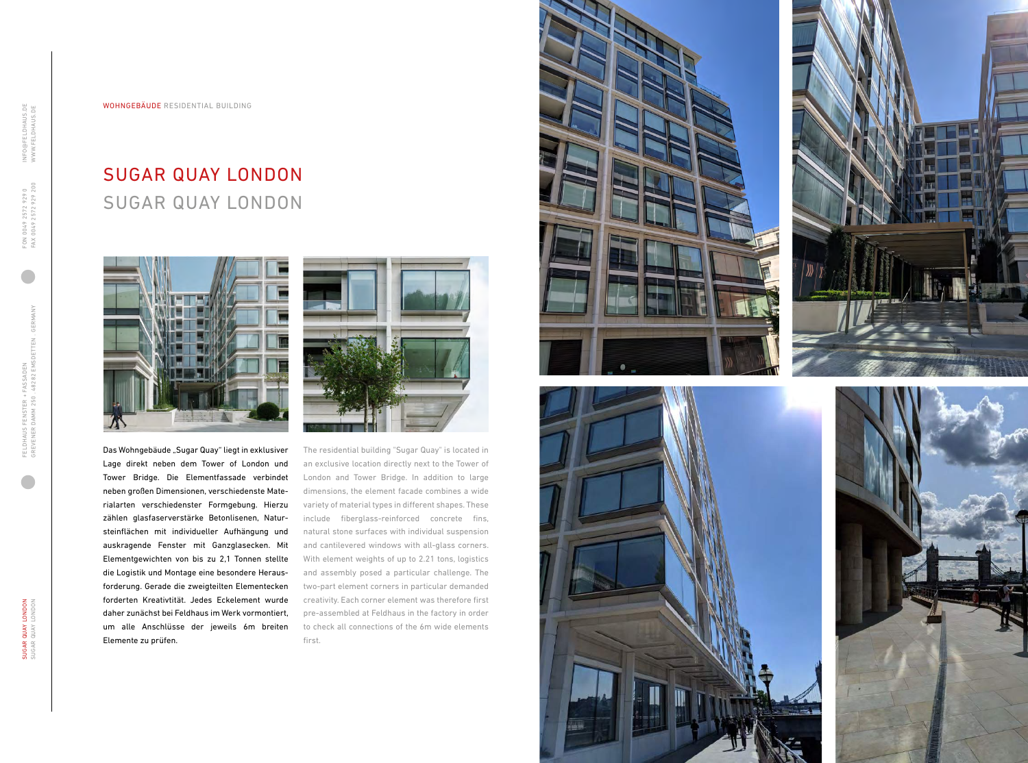WOHNGEBÄUDE RESIDENTIAL BUILDING

# SUGAR QUAY LONDON

## SUGAR QUAY LONDON

Das Wohngebäude „Sugar Quay" liegt in exklusiver Lage direkt neben dem Tower of London und Tower Bridge. Die Elementfassade verbindet neben großen Dimensionen, verschiedenste Materialarten verschiedenster Formgebung. Hierzu zählen glasfaserverstärke Betonlisenen, Natursteinflächen mit individueller Aufhängung und auskragende Fenster mit Ganzglasecken. Mit Elementgewichten von bis zu 2,1 Tonnen stellte die Logistik und Montage eine besondere Herausforderung. Gerade die zweigeteilten Elementecken forderten Kreativtität. Jedes Eckelement wurde daher zunächst bei Feldhaus im Werk vormontiert, um alle Anschlüsse der jeweils 6m breiten Elemente zu prüfen.

The residential building "Sugar Quay" is located in an exclusive location directly next to the Tower of London and Tower Bridge. In addition to large dimensions, the element facade combines a wide variety of material types in different shapes. These include fiberglass-reinforced concrete fins, natural stone surfaces with individual suspension and cantilevered windows with all-glass corners. With element weights of up to 2.21 tons, logistics and assembly posed a particular challenge. The two-part element corners in particular demanded creativity. Each corner element was therefore first pre-assembled at Feldhaus in the factory in order to check all connections of the 6m wide elements first.